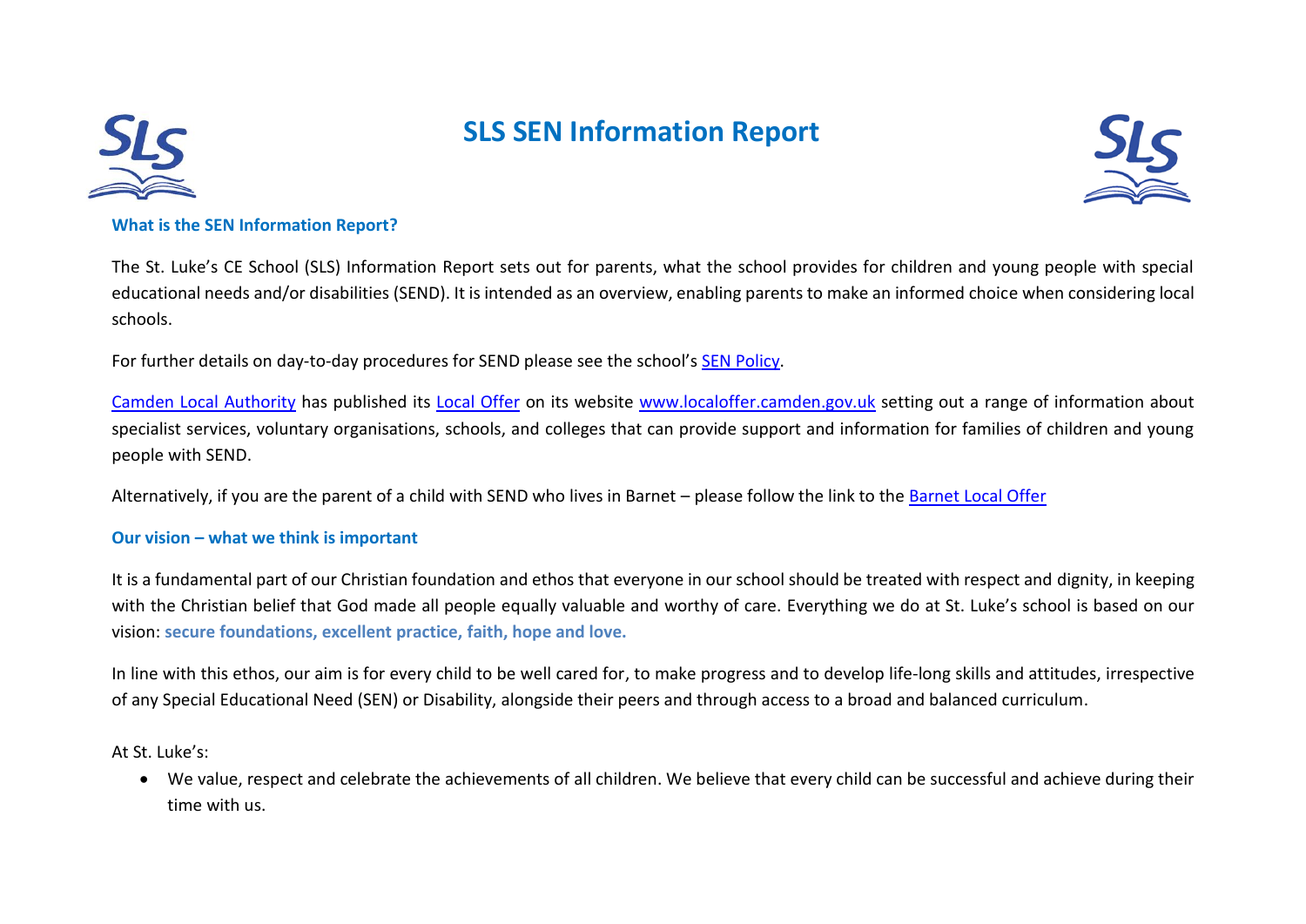# SLS SEN Information Report

### What is the SEN Information Report?

The St. Luke's CE School (SLS) Information Report sets out for parents, what the school provides for children and young people with special educational needs and/or disabilities (SEND). It is intended as an overview, enabling parents to make an informed choice when considering local schools.

For further details on day-to-day procedures for SEND please see the school's SEN Policy.

Camden Local Authority has published its Local Offer on its website www.localoffer.camden.gov.uk setting out a range of information about specialist services, voluntary organisations, schools, and colleges that can provide support and information for families of children and young people with SEND.

Alternatively, if you are the parent of a child with SEND who lives in Barnet – please follow the link to the Barnet Local Offer

### Our vision – what we think is important

It is a fundamental part of our Christian foundation and ethos that everyone in our school should be treated with respect and dignity, in keeping with the Christian belief that God made all people equally valuable and worthy of care. Everything we do at St. Luke's school is based on our vision: **secure foundations, excellent practice, faith, hope and love.**

In line with this ethos, our aim is for every child to be well cared for, to make progress and to develop life-long skills and attitudes, irrespective of any Special Educational Need (SEN) or Disability, alongside their peers and through access to a broad and balanced curriculum.

At St. Luke's:

- We value, respect and celebrate the achievements of all children. We believe that every child can be successful and achieve during their time with us.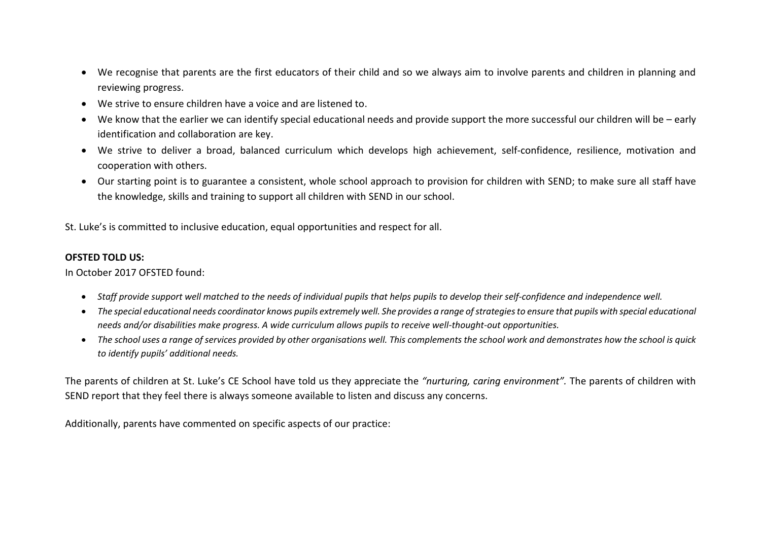- We recognise that parents are the first educators of their child and so we always aim to involve parents and children in planning and reviewing progress.
- We strive to ensure children have a voice and are listened to.
- We know that the earlier we can identify special educational needs and provide support the more successful our children will be – early identification and collaboration are key.
- We strive to deliver a broad, balanced curriculum which develops high achievement, self-confidence, resilience, motivation and cooperation with others.
- Our starting point is to guarantee a consistent, whole school approach to provision for children with SEND; to make sure all staff have the knowledge, skills and training to support all children with SEND in our school.

St. Luke's is committed to inclusive education, equal opportunities and respect for all.

**OFSTED TOLD US:**

In October 2017 OFSTED found:

- *Staff provide support well matched to the needs of individual pupils that helps pupils to develop their self-confidence and independence well.*
- *The special educational needs coordinator knows pupils extremely well. She provides a range of strategies to ensure that pupils with special educational needs and/or disabilities make progress. A wide curriculum allows pupils to receive well-thought-out opportunities.*
- *The school uses a range of services provided by other organisations well. This complements the school work and demonstrates how the school is quick to identify pupils' additional needs.*

The parents of children at St. Luke's CE School have told us they appreciate the *"nurturing, caring environment".* The parents of children with SEND report that they feel there is always someone available to listen and discuss any concerns.

Additionally, parents have commented on specific aspects of our practice: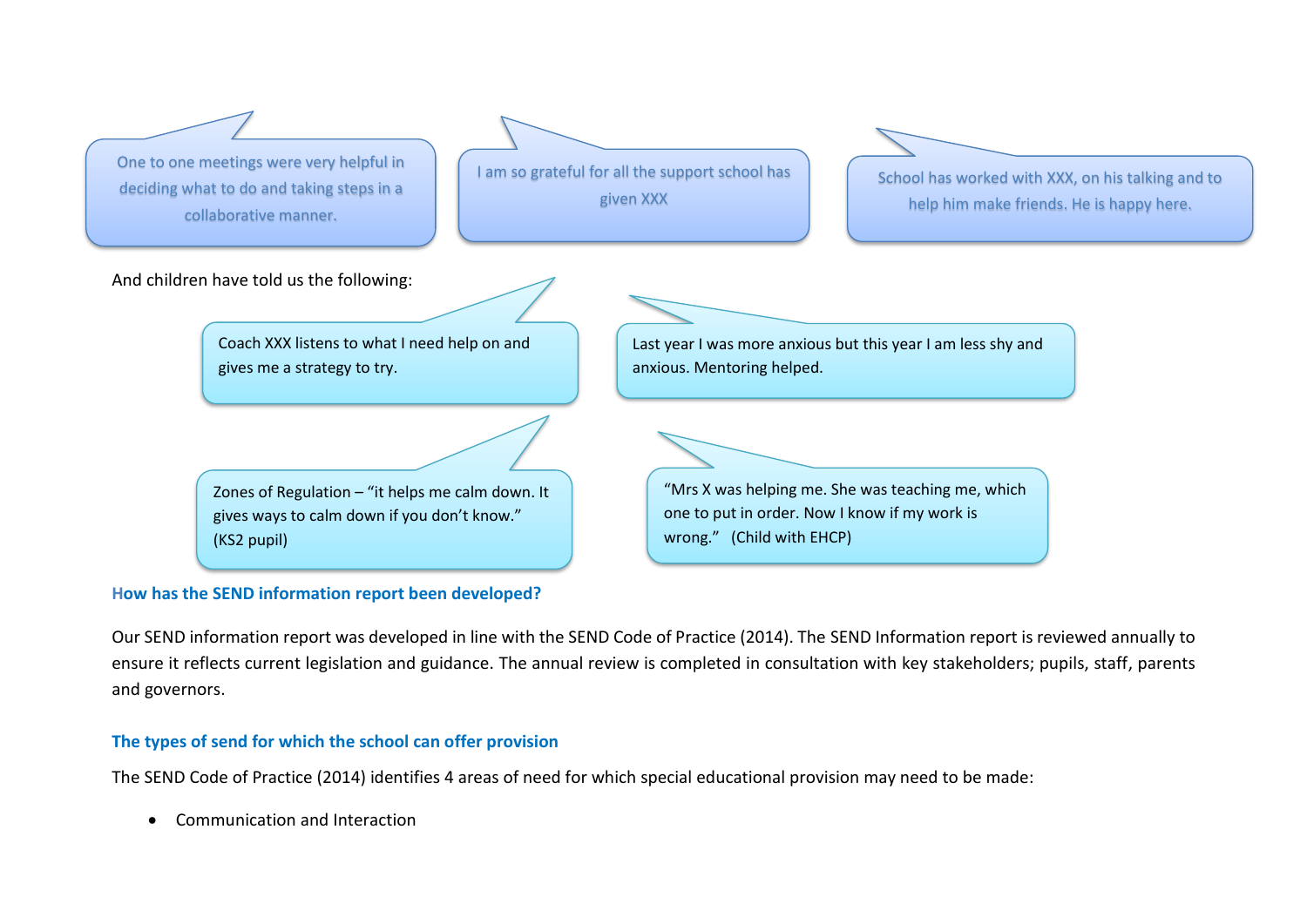One to one meetings were very helpful in deciding what to do and taking steps in a collaborative manner.

I am so grateful for all the support school has given XXX

School has worked with XXX, on his talking and to help him make friends. He is happy here.

And children have told us the following:

Coach XXX listens to what I need help on and gives me a strategy to try.

Last year I was more anxious but this year I am less shy and anxious. Mentoring helped.

Zones of Regulation – "it helps me calm down. It gives ways to calm down if you don't know." (KS2 pupil)

"Mrs X was helping me. She was teaching me, which one to put in order. Now I know if my work is wrong." (Child with EHCP)

### How has the SEND information report been developed?

Our SEND information report was developed in line with the SEND Code of Practice (2014). The SEND Information report is reviewed annually to ensure it reflects current legislation and guidance. The annual review is completed in consultation with key stakeholders; pupils, staff, parents and governors.

### The types of send for which the school can offer provision

The SEND Code of Practice (2014) identifies 4 areas of need for which special educational provision may need to be made:

- Communication and Interaction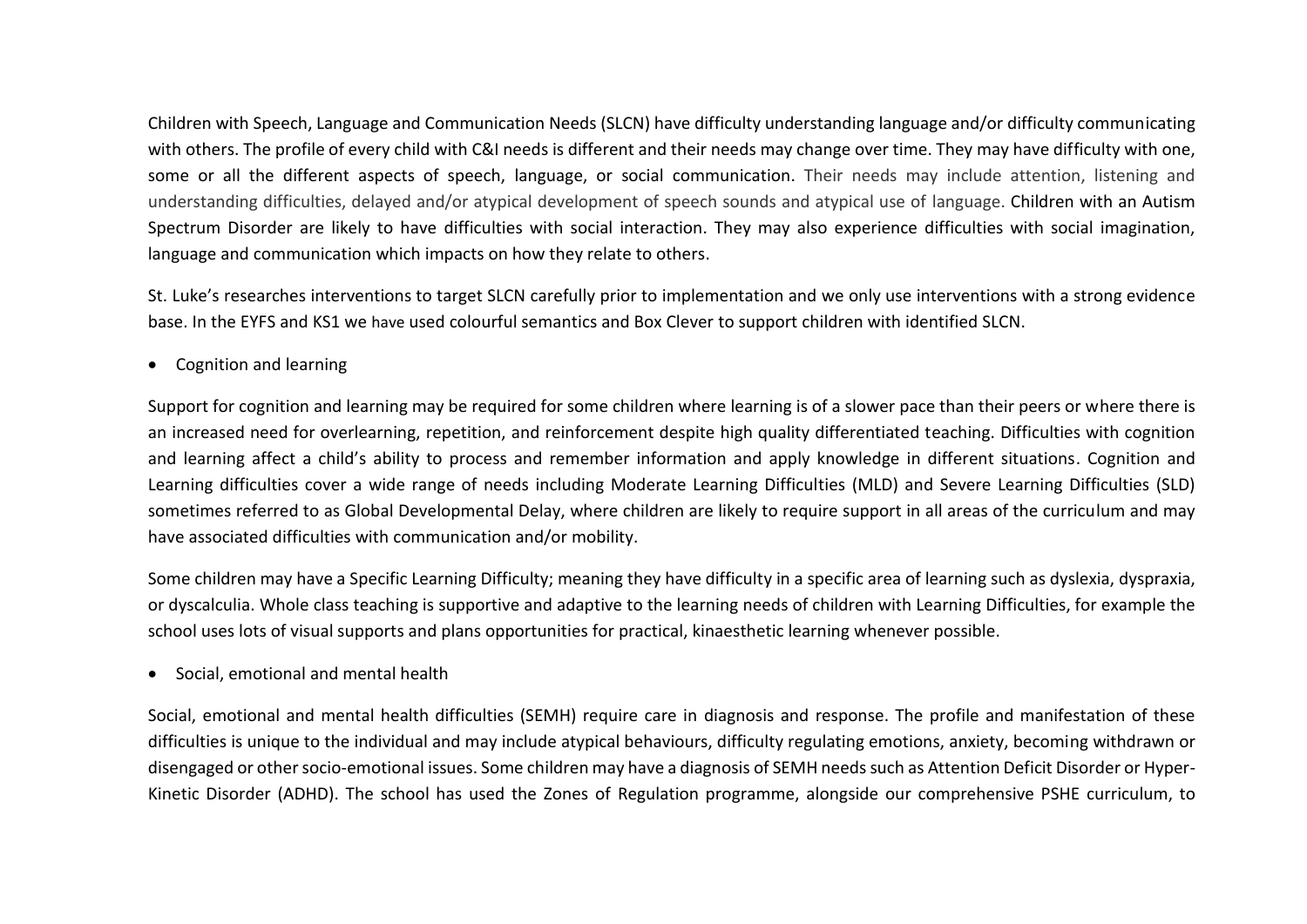Children with Speech, Language and Communication Needs (SLCN) have difficulty understanding language and/or difficulty communicating with others. The profile of every child with C&I needs is different and their needs may change over time. They may have difficulty with one, some or all the different aspects of speech, language, or social communication. Their needs may include attention, listening and understanding difficulties, delayed and/or atypical development of speech sounds and atypical use of language. Children with an Autism Spectrum Disorder are likely to have difficulties with social interaction. They may also experience difficulties with social imagination, language and communication which impacts on how they relate to others.

St. Luke's researches interventions to target SLCN carefully prior to implementation and we only use interventions with a strong evidence base. In the EYFS and KS1 we have used colourful semantics and Box Clever to support children with identified SLCN.

- Cognition and learning

Support for cognition and learning may be required for some children where learning is of a slower pace than their peers or where there is an increased need for overlearning, repetition, and reinforcement despite high quality differentiated teaching. Difficulties with cognition and learning affect a child's ability to process and remember information and apply knowledge in different situations. Cognition and Learning difficulties cover a wide range of needs including Moderate Learning Difficulties (MLD) and Severe Learning Difficulties (SLD) sometimes referred to as Global Developmental Delay, where children are likely to require support in all areas of the curriculum and may have associated difficulties with communication and/or mobility.

Some children may have a Specific Learning Difficulty; meaning they have difficulty in a specific area of learning such as dyslexia, dyspraxia, or dyscalculia. Whole class teaching is supportive and adaptive to the learning needs of children with Learning Difficulties, for example the school uses lots of visual supports and plans opportunities for practical, kinaesthetic learning whenever possible.

- Social, emotional and mental health

Social, emotional and mental health difficulties (SEMH) require care in diagnosis and response. The profile and manifestation of these difficulties is unique to the individual and may include atypical behaviours, difficulty regulating emotions, anxiety, becoming withdrawn or disengaged or other socio-emotional issues. Some children may have a diagnosis of SEMH needs such as Attention Deficit Disorder or Hyper-Kinetic Disorder (ADHD). The school has used the Zones of Regulation programme, alongside our comprehensive PSHE curriculum, to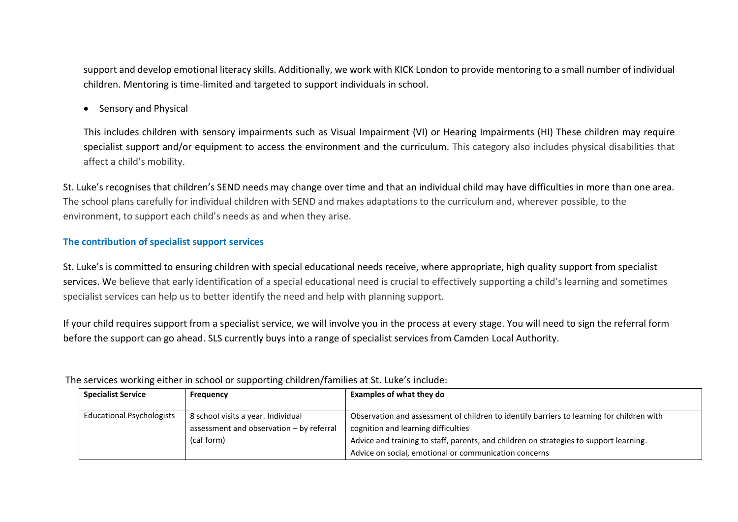support and develop emotional literacy skills. Additionally, we work with KICK London to provide mentoring to a small number of individual children. Mentoring is time-limited and targeted to support individuals in school.

- Sensory and Physical

This includes children with sensory impairments such as Visual Impairment (VI) or Hearing Impairments (HI) These children may require specialist support and/or equipment to access the environment and the curriculum. This category also includes physical disabilities that affect a child's mobility.

St. Luke's recognises that children's SEND needs may change over time and that an individual child may have difficulties in more than one area. The school plans carefully for individual children with SEND and makes adaptations to the curriculum and, wherever possible, to the environment, to support each child's needs as and when they arise.

### The contribution of specialist support services

St. Luke's is committed to ensuring children with special educational needs receive, where appropriate, high quality support from specialist services. We believe that early identification of a special educational need is crucial to effectively supporting a child's learning and sometimes specialist services can help us to better identify the need and help with planning support.

If your child requires support from a specialist service, we will involve you in the process at every stage. You will need to sign the referral form before the support can go ahead. SLS currently buys into a range of specialist services from Camden Local Authority.

The services working either in school or supporting children/families at St. Luke's include:

| Specialist Service | Frequency | Examples of what they do |
|---|---|---|
| Educational Psychologists | 8 school visits a year. Individual assessment and observation – by referral (caf form) | Observation and assessment of children to identify barriers to learning for children with cognition and learning difficulties<br>Advice and training to staff, parents, and children on strategies to support learning.<br>Advice on social, emotional or communication concerns |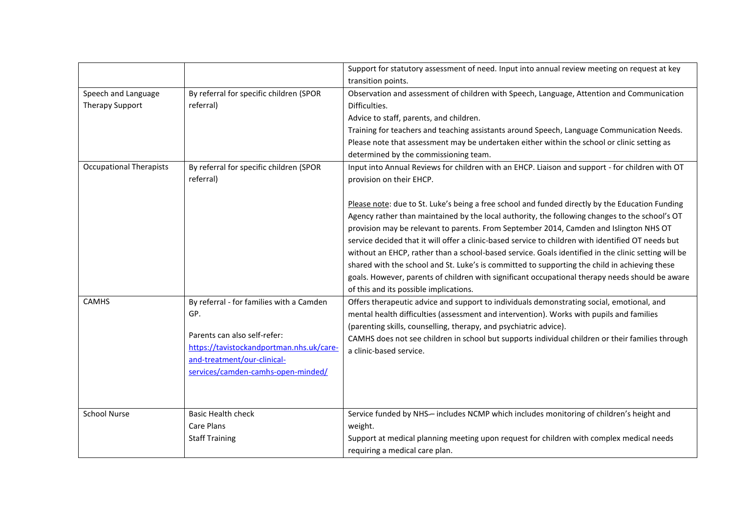| | | |
|---|---|---|
| | | Support for statutory assessment of need. Input into annual review meeting on request at key transition points. |
| Speech and Language Therapy Support | By referral for specific children (SPOR referral) | Observation and assessment of children with Speech, Language, Attention and Communication Difficulties.<br>Advice to staff, parents, and children.<br>Training for teachers and teaching assistants around Speech, Language Communication Needs.<br>Please note that assessment may be undertaken either within the school or clinic setting as determined by the commissioning team. |
| Occupational Therapists | By referral for specific children (SPOR referral) | Input into Annual Reviews for children with an EHCP. Liaison and support - for children with OT provision on their EHCP.<br><br>Please note: due to St. Luke's being a free school and funded directly by the Education Funding Agency rather than maintained by the local authority, the following changes to the school's OT provision may be relevant to parents. From September 2014, Camden and Islington NHS OT service decided that it will offer a clinic-based service to children with identified OT needs but without an EHCP, rather than a school-based service. Goals identified in the clinic setting will be shared with the school and St. Luke's is committed to supporting the child in achieving these goals. However, parents of children with significant occupational therapy needs should be aware of this and its possible implications. |
| CAMHS | By referral - for families with a Camden GP.<br><br>Parents can also self-refer: [https://tavistockandportman.nhs.uk/care-and-treatment/our-clinical-services/camden-camhs-open-minded/](https://tavistockandportman.nhs.uk/care-and-treatment/our-clinical-services/camden-camhs-open-minded/) | Offers therapeutic advice and support to individuals demonstrating social, emotional, and mental health difficulties (assessment and intervention). Works with pupils and families (parenting skills, counselling, therapy, and psychiatric advice).<br>CAMHS does not see children in school but supports individual children or their families through a clinic-based service. |
| School Nurse | Basic Health check<br>Care Plans<br>Staff Training | Service funded by NHS– includes NCMP which includes monitoring of children's height and weight.<br>Support at medical planning meeting upon request for children with complex medical needs requiring a medical care plan. |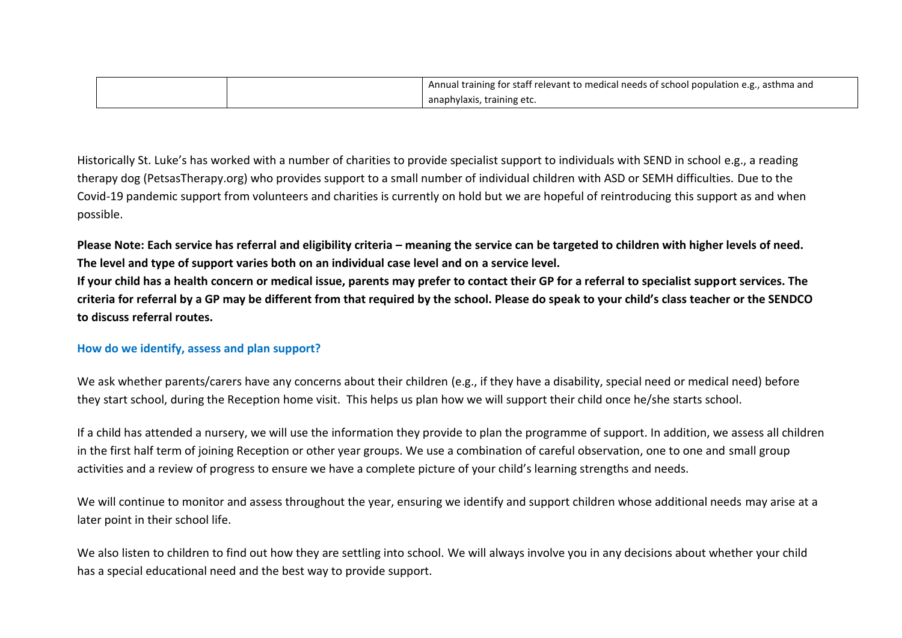| | | Annual training for staff relevant to medical needs of school population e.g., asthma and anaphylaxis, training etc. |
|---|---|---|

Historically St. Luke's has worked with a number of charities to provide specialist support to individuals with SEND in school e.g., a reading therapy dog (PetsasTherapy.org) who provides support to a small number of individual children with ASD or SEMH difficulties. Due to the Covid-19 pandemic support from volunteers and charities is currently on hold but we are hopeful of reintroducing this support as and when possible.

**Please Note: Each service has referral and eligibility criteria – meaning the service can be targeted to children with higher levels of need. The level and type of support varies both on an individual case level and on a service level.**
**If your child has a health concern or medical issue, parents may prefer to contact their GP for a referral to specialist support services. The criteria for referral by a GP may be different from that required by the school. Please do speak to your child's class teacher or the SENDCO to discuss referral routes.**

### How do we identify, assess and plan support?

We ask whether parents/carers have any concerns about their children (e.g., if they have a disability, special need or medical need) before they start school, during the Reception home visit. This helps us plan how we will support their child once he/she starts school.

If a child has attended a nursery, we will use the information they provide to plan the programme of support. In addition, we assess all children in the first half term of joining Reception or other year groups. We use a combination of careful observation, one to one and small group activities and a review of progress to ensure we have a complete picture of your child's learning strengths and needs.

We will continue to monitor and assess throughout the year, ensuring we identify and support children whose additional needs may arise at a later point in their school life.

We also listen to children to find out how they are settling into school. We will always involve you in any decisions about whether your child has a special educational need and the best way to provide support.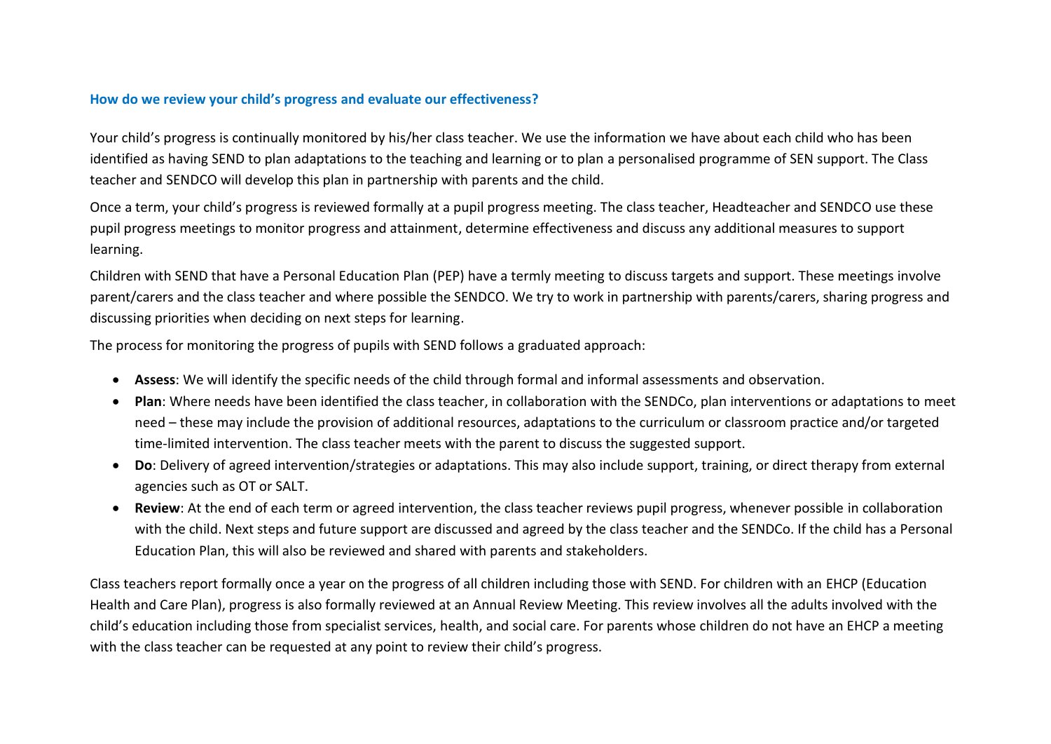### How do we review your child's progress and evaluate our effectiveness?

Your child's progress is continually monitored by his/her class teacher. We use the information we have about each child who has been identified as having SEND to plan adaptations to the teaching and learning or to plan a personalised programme of SEN support. The Class teacher and SENDCO will develop this plan in partnership with parents and the child.

Once a term, your child's progress is reviewed formally at a pupil progress meeting. The class teacher, Headteacher and SENDCO use these pupil progress meetings to monitor progress and attainment, determine effectiveness and discuss any additional measures to support learning.

Children with SEND that have a Personal Education Plan (PEP) have a termly meeting to discuss targets and support. These meetings involve parent/carers and the class teacher and where possible the SENDCO. We try to work in partnership with parents/carers, sharing progress and discussing priorities when deciding on next steps for learning.

The process for monitoring the progress of pupils with SEND follows a graduated approach:

- **Assess**: We will identify the specific needs of the child through formal and informal assessments and observation.
- **Plan**: Where needs have been identified the class teacher, in collaboration with the SENDCo, plan interventions or adaptations to meet need – these may include the provision of additional resources, adaptations to the curriculum or classroom practice and/or targeted time-limited intervention. The class teacher meets with the parent to discuss the suggested support.
- **Do**: Delivery of agreed intervention/strategies or adaptations. This may also include support, training, or direct therapy from external agencies such as OT or SALT.
- **Review**: At the end of each term or agreed intervention, the class teacher reviews pupil progress, whenever possible in collaboration with the child. Next steps and future support are discussed and agreed by the class teacher and the SENDCo. If the child has a Personal Education Plan, this will also be reviewed and shared with parents and stakeholders.

Class teachers report formally once a year on the progress of all children including those with SEND. For children with an EHCP (Education Health and Care Plan), progress is also formally reviewed at an Annual Review Meeting. This review involves all the adults involved with the child's education including those from specialist services, health, and social care. For parents whose children do not have an EHCP a meeting with the class teacher can be requested at any point to review their child's progress.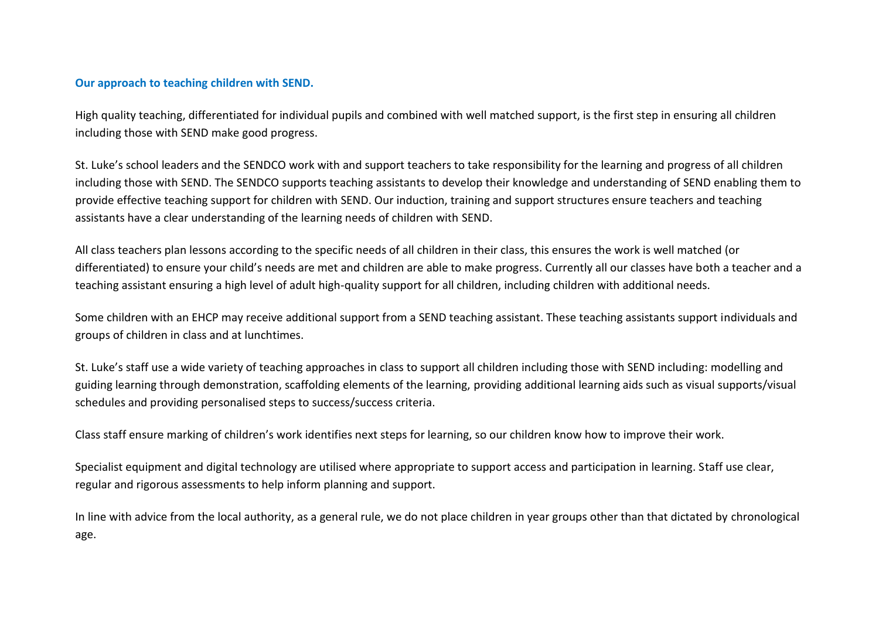## Our approach to teaching children with SEND.

High quality teaching, differentiated for individual pupils and combined with well matched support, is the first step in ensuring all children including those with SEND make good progress.

St. Luke's school leaders and the SENDCO work with and support teachers to take responsibility for the learning and progress of all children including those with SEND. The SENDCO supports teaching assistants to develop their knowledge and understanding of SEND enabling them to provide effective teaching support for children with SEND. Our induction, training and support structures ensure teachers and teaching assistants have a clear understanding of the learning needs of children with SEND.

All class teachers plan lessons according to the specific needs of all children in their class, this ensures the work is well matched (or differentiated) to ensure your child's needs are met and children are able to make progress. Currently all our classes have both a teacher and a teaching assistant ensuring a high level of adult high-quality support for all children, including children with additional needs.

Some children with an EHCP may receive additional support from a SEND teaching assistant. These teaching assistants support individuals and groups of children in class and at lunchtimes.

St. Luke's staff use a wide variety of teaching approaches in class to support all children including those with SEND including: modelling and guiding learning through demonstration, scaffolding elements of the learning, providing additional learning aids such as visual supports/visual schedules and providing personalised steps to success/success criteria.

Class staff ensure marking of children's work identifies next steps for learning, so our children know how to improve their work.

Specialist equipment and digital technology are utilised where appropriate to support access and participation in learning. Staff use clear, regular and rigorous assessments to help inform planning and support.

In line with advice from the local authority, as a general rule, we do not place children in year groups other than that dictated by chronological age.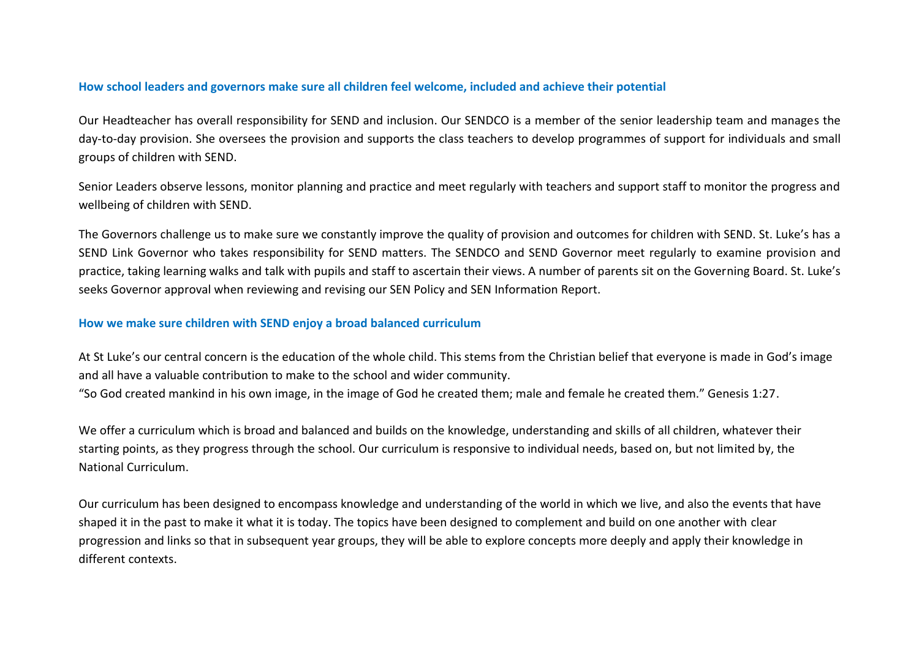### How school leaders and governors make sure all children feel welcome, included and achieve their potential

Our Headteacher has overall responsibility for SEND and inclusion. Our SENDCO is a member of the senior leadership team and manages the day-to-day provision. She oversees the provision and supports the class teachers to develop programmes of support for individuals and small groups of children with SEND.

Senior Leaders observe lessons, monitor planning and practice and meet regularly with teachers and support staff to monitor the progress and wellbeing of children with SEND.

The Governors challenge us to make sure we constantly improve the quality of provision and outcomes for children with SEND. St. Luke's has a SEND Link Governor who takes responsibility for SEND matters. The SENDCO and SEND Governor meet regularly to examine provision and practice, taking learning walks and talk with pupils and staff to ascertain their views. A number of parents sit on the Governing Board. St. Luke's seeks Governor approval when reviewing and revising our SEN Policy and SEN Information Report.

### How we make sure children with SEND enjoy a broad balanced curriculum

At St Luke's our central concern is the education of the whole child. This stems from the Christian belief that everyone is made in God's image and all have a valuable contribution to make to the school and wider community.
"So God created mankind in his own image, in the image of God he created them; male and female he created them." Genesis 1:27.

We offer a curriculum which is broad and balanced and builds on the knowledge, understanding and skills of all children, whatever their starting points, as they progress through the school. Our curriculum is responsive to individual needs, based on, but not limited by, the National Curriculum.

Our curriculum has been designed to encompass knowledge and understanding of the world in which we live, and also the events that have shaped it in the past to make it what it is today. The topics have been designed to complement and build on one another with clear progression and links so that in subsequent year groups, they will be able to explore concepts more deeply and apply their knowledge in different contexts.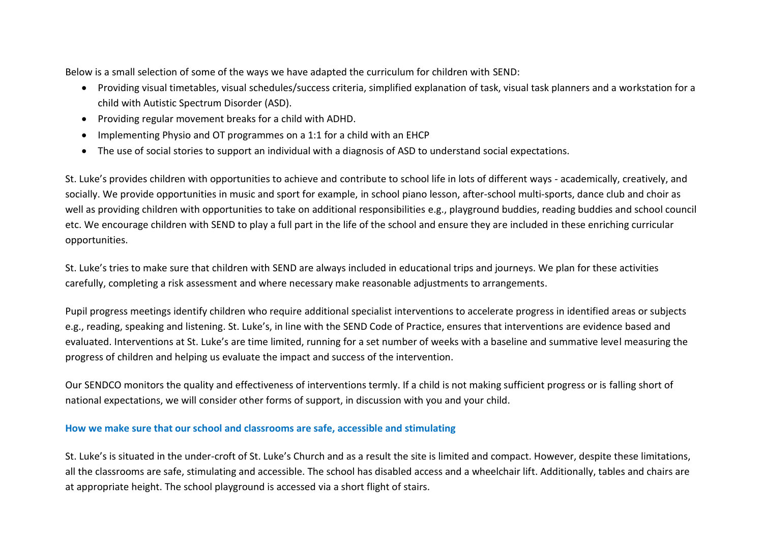Below is a small selection of some of the ways we have adapted the curriculum for children with SEND:

- Providing visual timetables, visual schedules/success criteria, simplified explanation of task, visual task planners and a workstation for a child with Autistic Spectrum Disorder (ASD).
- Providing regular movement breaks for a child with ADHD.
- Implementing Physio and OT programmes on a 1:1 for a child with an EHCP
- The use of social stories to support an individual with a diagnosis of ASD to understand social expectations.

St. Luke's provides children with opportunities to achieve and contribute to school life in lots of different ways - academically, creatively, and socially. We provide opportunities in music and sport for example, in school piano lesson, after-school multi-sports, dance club and choir as well as providing children with opportunities to take on additional responsibilities e.g., playground buddies, reading buddies and school council etc. We encourage children with SEND to play a full part in the life of the school and ensure they are included in these enriching curricular opportunities.

St. Luke's tries to make sure that children with SEND are always included in educational trips and journeys. We plan for these activities carefully, completing a risk assessment and where necessary make reasonable adjustments to arrangements.

Pupil progress meetings identify children who require additional specialist interventions to accelerate progress in identified areas or subjects e.g., reading, speaking and listening. St. Luke's, in line with the SEND Code of Practice, ensures that interventions are evidence based and evaluated. Interventions at St. Luke's are time limited, running for a set number of weeks with a baseline and summative level measuring the progress of children and helping us evaluate the impact and success of the intervention.

Our SENDCO monitors the quality and effectiveness of interventions termly. If a child is not making sufficient progress or is falling short of national expectations, we will consider other forms of support, in discussion with you and your child.

### How we make sure that our school and classrooms are safe, accessible and stimulating

St. Luke's is situated in the under-croft of St. Luke's Church and as a result the site is limited and compact. However, despite these limitations, all the classrooms are safe, stimulating and accessible. The school has disabled access and a wheelchair lift. Additionally, tables and chairs are at appropriate height. The school playground is accessed via a short flight of stairs.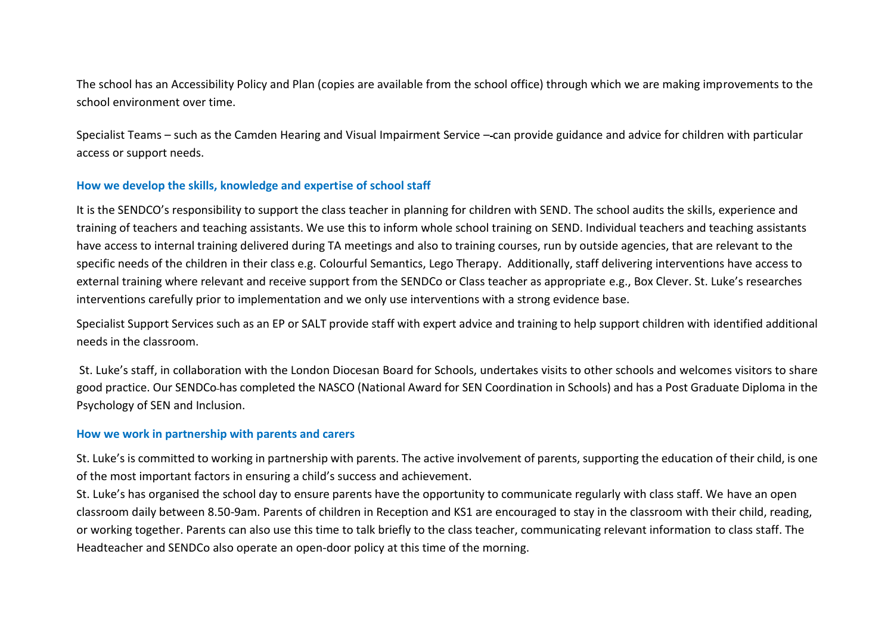The school has an Accessibility Policy and Plan (copies are available from the school office) through which we are making improvements to the school environment over time.

Specialist Teams – such as the Camden Hearing and Visual Impairment Service – can provide guidance and advice for children with particular access or support needs.

## How we develop the skills, knowledge and expertise of school staff

It is the SENDCO's responsibility to support the class teacher in planning for children with SEND. The school audits the skills, experience and training of teachers and teaching assistants. We use this to inform whole school training on SEND. Individual teachers and teaching assistants have access to internal training delivered during TA meetings and also to training courses, run by outside agencies, that are relevant to the specific needs of the children in their class e.g. Colourful Semantics, Lego Therapy. Additionally, staff delivering interventions have access to external training where relevant and receive support from the SENDCo or Class teacher as appropriate e.g., Box Clever. St. Luke's researches interventions carefully prior to implementation and we only use interventions with a strong evidence base.

Specialist Support Services such as an EP or SALT provide staff with expert advice and training to help support children with identified additional needs in the classroom.

St. Luke's staff, in collaboration with the London Diocesan Board for Schools, undertakes visits to other schools and welcomes visitors to share good practice. Our SENDCo has completed the NASCO (National Award for SEN Coordination in Schools) and has a Post Graduate Diploma in the Psychology of SEN and Inclusion.

## How we work in partnership with parents and carers

St. Luke's is committed to working in partnership with parents. The active involvement of parents, supporting the education of their child, is one of the most important factors in ensuring a child's success and achievement.

St. Luke's has organised the school day to ensure parents have the opportunity to communicate regularly with class staff. We have an open classroom daily between 8.50-9am. Parents of children in Reception and KS1 are encouraged to stay in the classroom with their child, reading, or working together. Parents can also use this time to talk briefly to the class teacher, communicating relevant information to class staff. The Headteacher and SENDCo also operate an open-door policy at this time of the morning.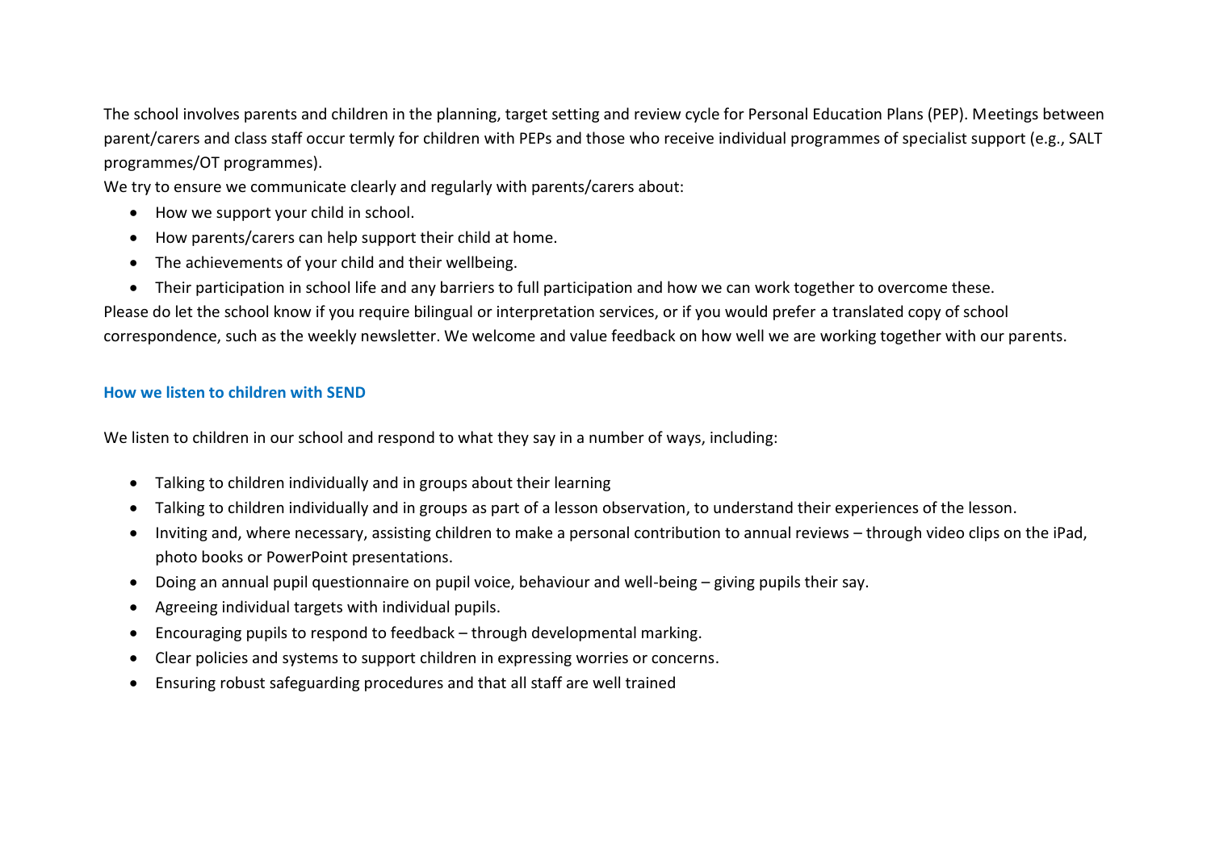The school involves parents and children in the planning, target setting and review cycle for Personal Education Plans (PEP). Meetings between parent/carers and class staff occur termly for children with PEPs and those who receive individual programmes of specialist support (e.g., SALT programmes/OT programmes).

We try to ensure we communicate clearly and regularly with parents/carers about:

- How we support your child in school.
- How parents/carers can help support their child at home.
- The achievements of your child and their wellbeing.
- Their participation in school life and any barriers to full participation and how we can work together to overcome these.

Please do let the school know if you require bilingual or interpretation services, or if you would prefer a translated copy of school correspondence, such as the weekly newsletter. We welcome and value feedback on how well we are working together with our parents.

### How we listen to children with SEND

We listen to children in our school and respond to what they say in a number of ways, including:

- Talking to children individually and in groups about their learning
- Talking to children individually and in groups as part of a lesson observation, to understand their experiences of the lesson.
- Inviting and, where necessary, assisting children to make a personal contribution to annual reviews – through video clips on the iPad, photo books or PowerPoint presentations.
- Doing an annual pupil questionnaire on pupil voice, behaviour and well-being – giving pupils their say.
- Agreeing individual targets with individual pupils.
- Encouraging pupils to respond to feedback – through developmental marking.
- Clear policies and systems to support children in expressing worries or concerns.
- Ensuring robust safeguarding procedures and that all staff are well trained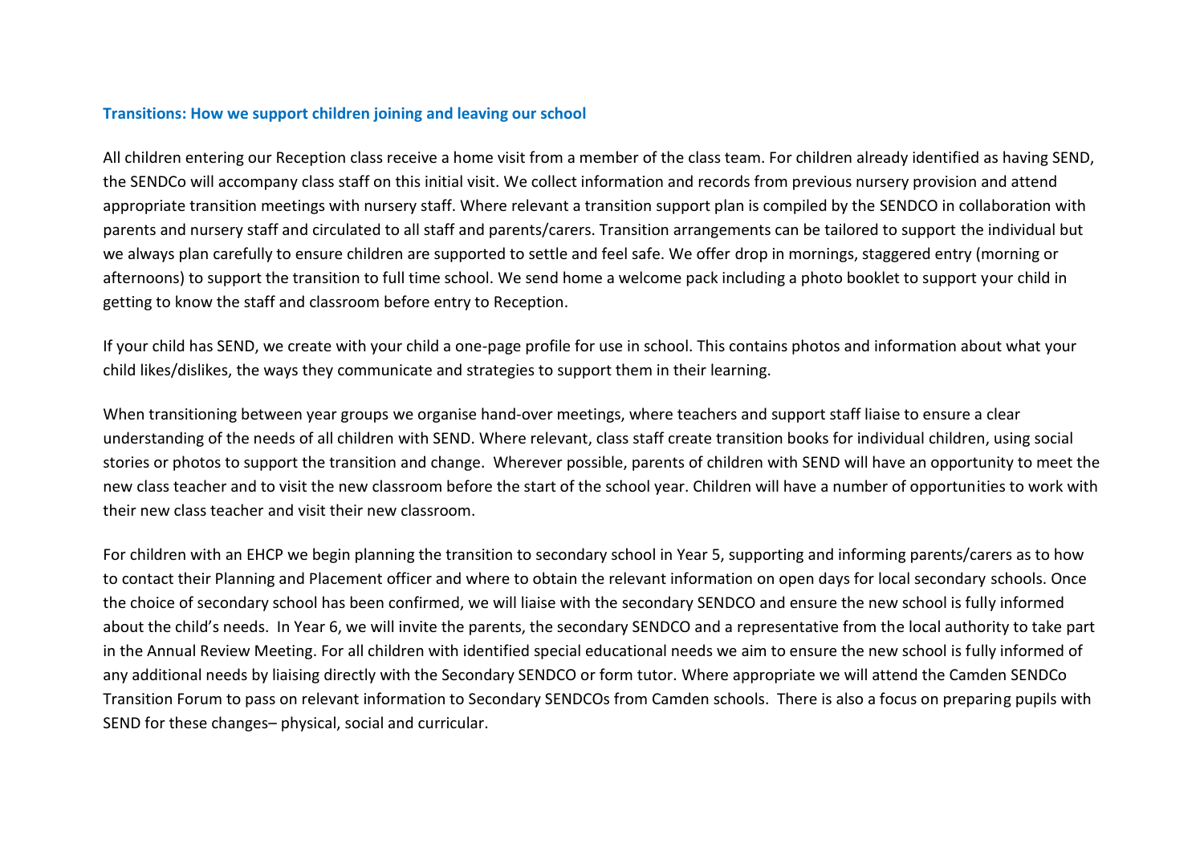### Transitions: How we support children joining and leaving our school

All children entering our Reception class receive a home visit from a member of the class team. For children already identified as having SEND, the SENDCo will accompany class staff on this initial visit. We collect information and records from previous nursery provision and attend appropriate transition meetings with nursery staff. Where relevant a transition support plan is compiled by the SENDCO in collaboration with parents and nursery staff and circulated to all staff and parents/carers. Transition arrangements can be tailored to support the individual but we always plan carefully to ensure children are supported to settle and feel safe. We offer drop in mornings, staggered entry (morning or afternoons) to support the transition to full time school. We send home a welcome pack including a photo booklet to support your child in getting to know the staff and classroom before entry to Reception.

If your child has SEND, we create with your child a one-page profile for use in school. This contains photos and information about what your child likes/dislikes, the ways they communicate and strategies to support them in their learning.

When transitioning between year groups we organise hand-over meetings, where teachers and support staff liaise to ensure a clear understanding of the needs of all children with SEND. Where relevant, class staff create transition books for individual children, using social stories or photos to support the transition and change. Wherever possible, parents of children with SEND will have an opportunity to meet the new class teacher and to visit the new classroom before the start of the school year. Children will have a number of opportunities to work with their new class teacher and visit their new classroom.

For children with an EHCP we begin planning the transition to secondary school in Year 5, supporting and informing parents/carers as to how to contact their Planning and Placement officer and where to obtain the relevant information on open days for local secondary schools. Once the choice of secondary school has been confirmed, we will liaise with the secondary SENDCO and ensure the new school is fully informed about the child's needs. In Year 6, we will invite the parents, the secondary SENDCO and a representative from the local authority to take part in the Annual Review Meeting. For all children with identified special educational needs we aim to ensure the new school is fully informed of any additional needs by liaising directly with the Secondary SENDCO or form tutor. Where appropriate we will attend the Camden SENDCo Transition Forum to pass on relevant information to Secondary SENDCOs from Camden schools. There is also a focus on preparing pupils with SEND for these changes– physical, social and curricular.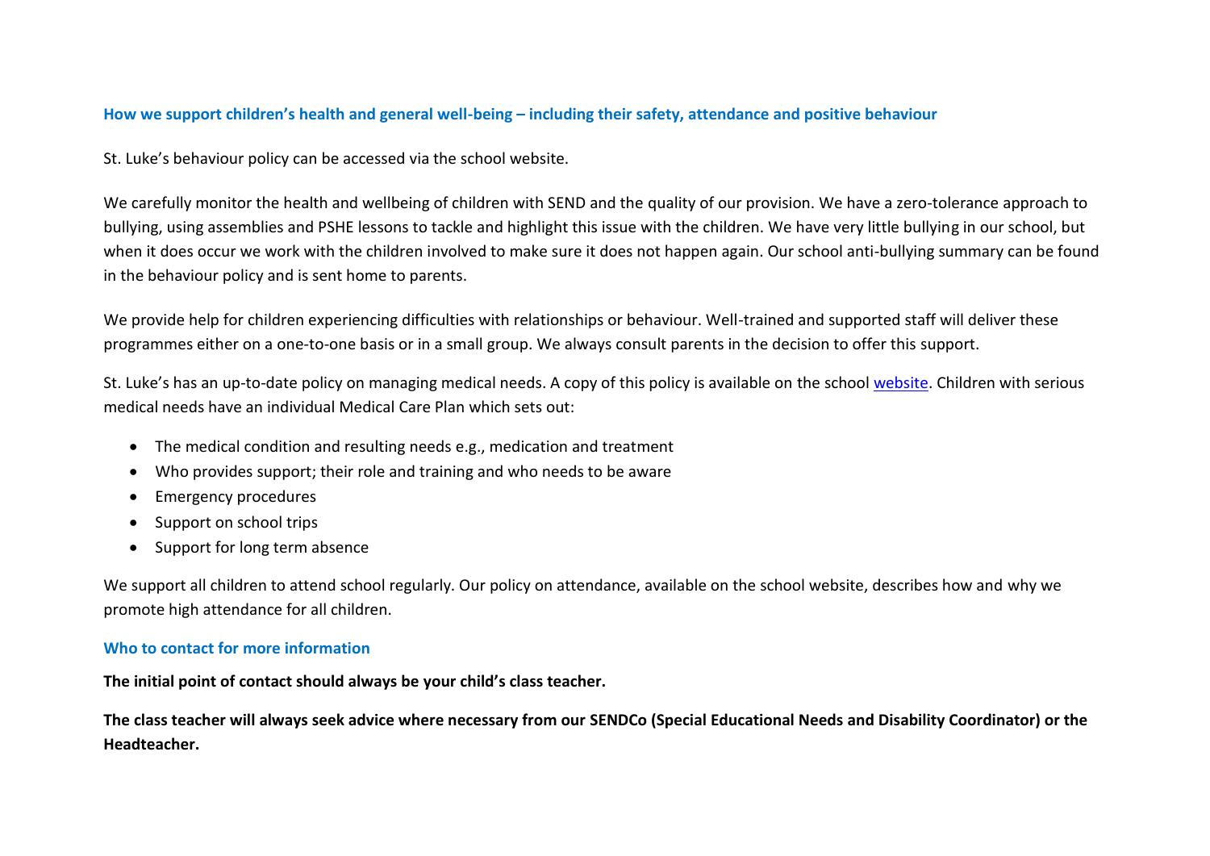## How we support children's health and general well-being – including their safety, attendance and positive behaviour

St. Luke's behaviour policy can be accessed via the school website.

We carefully monitor the health and wellbeing of children with SEND and the quality of our provision. We have a zero-tolerance approach to bullying, using assemblies and PSHE lessons to tackle and highlight this issue with the children. We have very little bullying in our school, but when it does occur we work with the children involved to make sure it does not happen again. Our school anti-bullying summary can be found in the behaviour policy and is sent home to parents.

We provide help for children experiencing difficulties with relationships or behaviour. Well-trained and supported staff will deliver these programmes either on a one-to-one basis or in a small group. We always consult parents in the decision to offer this support.

St. Luke's has an up-to-date policy on managing medical needs. A copy of this policy is available on the school website. Children with serious medical needs have an individual Medical Care Plan which sets out:

- The medical condition and resulting needs e.g., medication and treatment
- Who provides support; their role and training and who needs to be aware
- Emergency procedures
- Support on school trips
- Support for long term absence

We support all children to attend school regularly. Our policy on attendance, available on the school website, describes how and why we promote high attendance for all children.

## Who to contact for more information

**The initial point of contact should always be your child's class teacher.**

**The class teacher will always seek advice where necessary from our SENDCo (Special Educational Needs and Disability Coordinator) or the Headteacher.**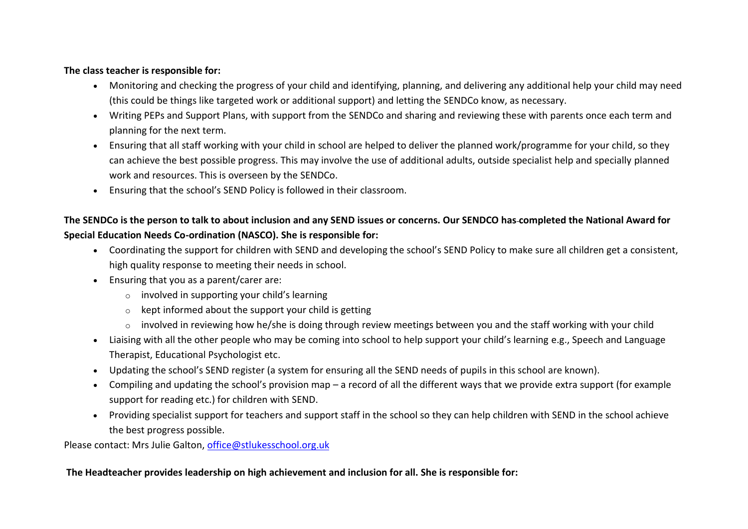**The class teacher is responsible for:**

- Monitoring and checking the progress of your child and identifying, planning, and delivering any additional help your child may need (this could be things like targeted work or additional support) and letting the SENDCo know, as necessary.
- Writing PEPs and Support Plans, with support from the SENDCo and sharing and reviewing these with parents once each term and planning for the next term.
- Ensuring that all staff working with your child in school are helped to deliver the planned work/programme for your child, so they can achieve the best possible progress. This may involve the use of additional adults, outside specialist help and specially planned work and resources. This is overseen by the SENDCo.
- Ensuring that the school's SEND Policy is followed in their classroom.

**The SENDCo is the person to talk to about inclusion and any SEND issues or concerns. Our SENDCO has completed the National Award for Special Education Needs Co-ordination (NASCO). She is responsible for:**

- Coordinating the support for children with SEND and developing the school's SEND Policy to make sure all children get a consistent, high quality response to meeting their needs in school.
- Ensuring that you as a parent/carer are:
  - involved in supporting your child's learning
  - kept informed about the support your child is getting
  - involved in reviewing how he/she is doing through review meetings between you and the staff working with your child
- Liaising with all the other people who may be coming into school to help support your child's learning e.g., Speech and Language Therapist, Educational Psychologist etc.
- Updating the school's SEND register (a system for ensuring all the SEND needs of pupils in this school are known).
- Compiling and updating the school's provision map – a record of all the different ways that we provide extra support (for example support for reading etc.) for children with SEND.
- Providing specialist support for teachers and support staff in the school so they can help children with SEND in the school achieve the best progress possible.

Please contact: Mrs Julie Galton, office@stlukesschool.org.uk

**The Headteacher provides leadership on high achievement and inclusion for all. She is responsible for:**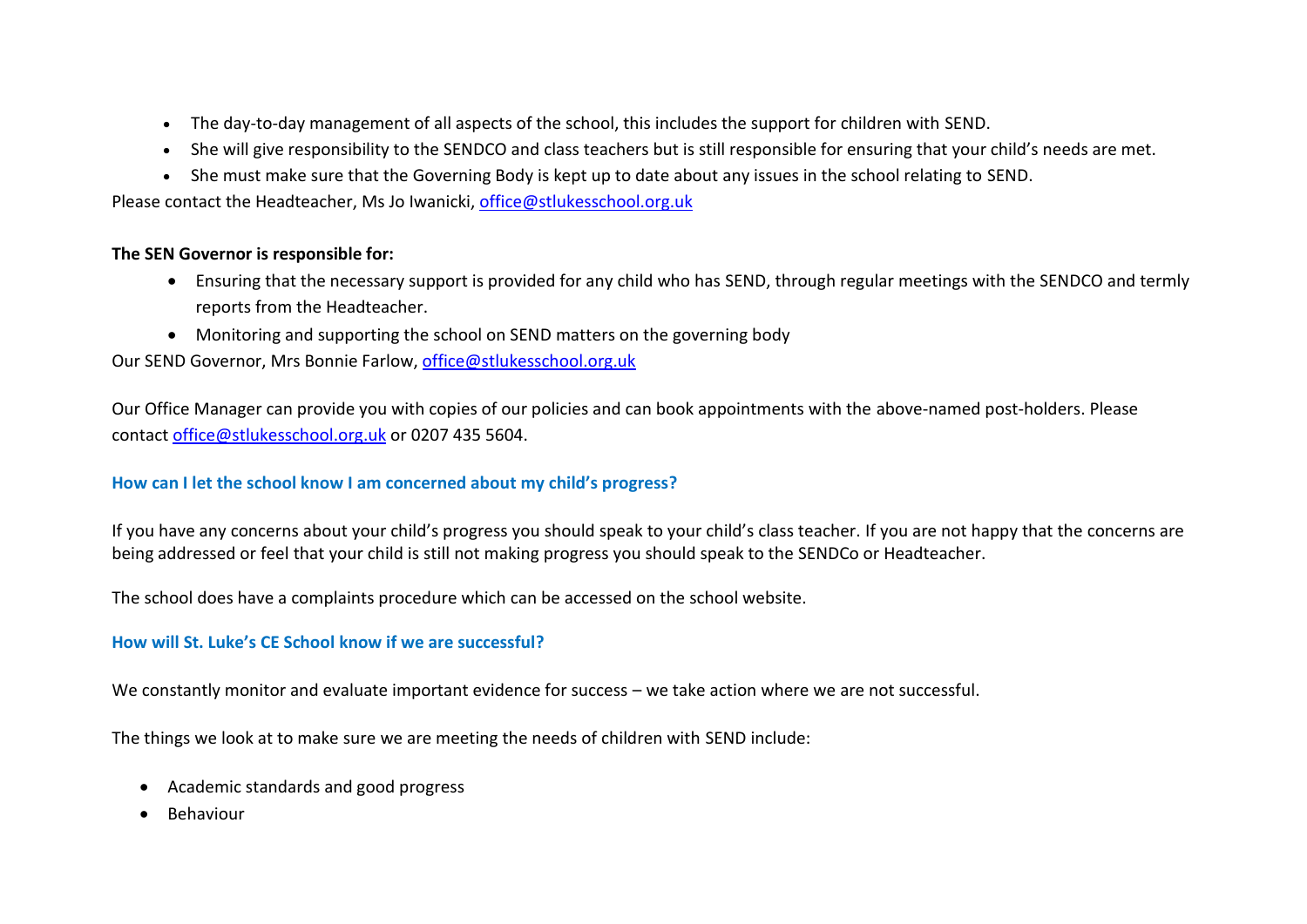- The day-to-day management of all aspects of the school, this includes the support for children with SEND.
- She will give responsibility to the SENDCO and class teachers but is still responsible for ensuring that your child's needs are met.
- She must make sure that the Governing Body is kept up to date about any issues in the school relating to SEND.

Please contact the Headteacher, Ms Jo Iwanicki, office@stlukesschool.org.uk

**The SEN Governor is responsible for:**

- Ensuring that the necessary support is provided for any child who has SEND, through regular meetings with the SENDCO and termly reports from the Headteacher.
- Monitoring and supporting the school on SEND matters on the governing body

Our SEND Governor, Mrs Bonnie Farlow, office@stlukesschool.org.uk

Our Office Manager can provide you with copies of our policies and can book appointments with the above-named post-holders. Please contact office@stlukesschool.org.uk or 0207 435 5604.

### How can I let the school know I am concerned about my child's progress?

If you have any concerns about your child's progress you should speak to your child's class teacher. If you are not happy that the concerns are being addressed or feel that your child is still not making progress you should speak to the SENDCo or Headteacher.

The school does have a complaints procedure which can be accessed on the school website.

### How will St. Luke's CE School know if we are successful?

We constantly monitor and evaluate important evidence for success – we take action where we are not successful.

The things we look at to make sure we are meeting the needs of children with SEND include:

- Academic standards and good progress
- Behaviour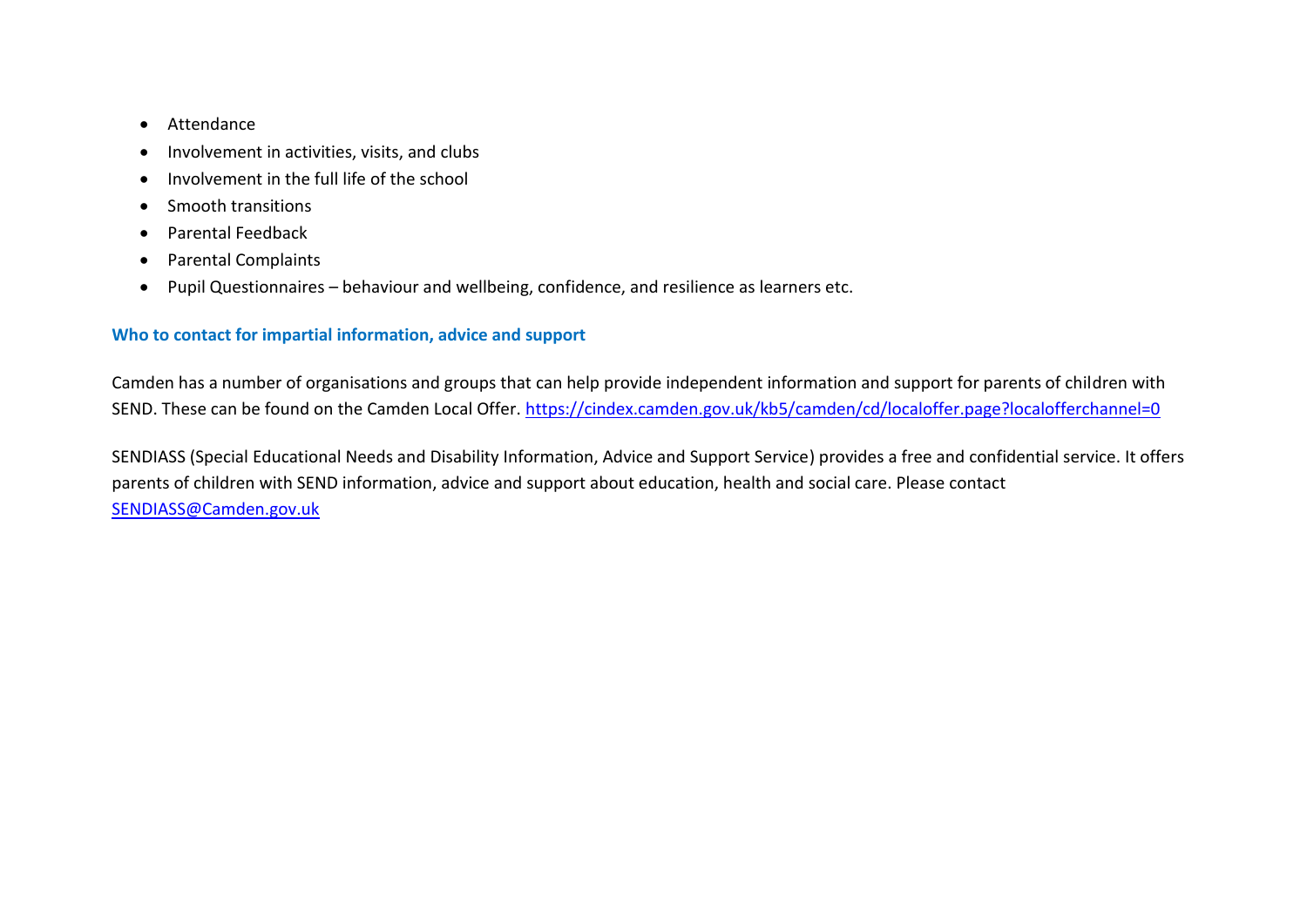- Attendance
- Involvement in activities, visits, and clubs
- Involvement in the full life of the school
- Smooth transitions
- Parental Feedback
- Parental Complaints
- Pupil Questionnaires – behaviour and wellbeing, confidence, and resilience as learners etc.

### Who to contact for impartial information, advice and support

Camden has a number of organisations and groups that can help provide independent information and support for parents of children with SEND. These can be found on the Camden Local Offer. https://cindex.camden.gov.uk/kb5/camden/cd/localoffer.page?localofferchannel=0

SENDIASS (Special Educational Needs and Disability Information, Advice and Support Service) provides a free and confidential service. It offers parents of children with SEND information, advice and support about education, health and social care. Please contact SENDIASS@Camden.gov.uk